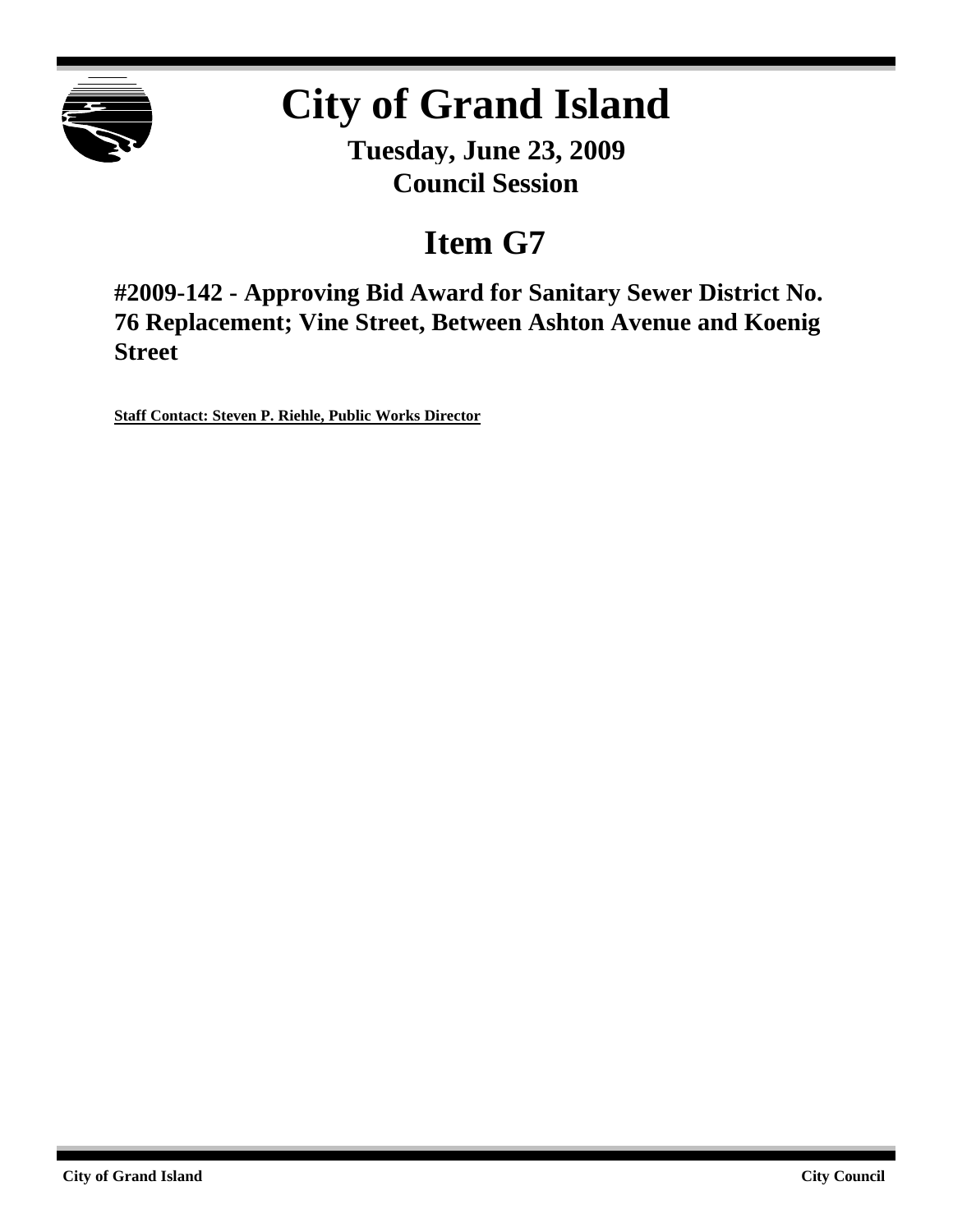# City of Grand Island

**Tuesday, June 23, 2009**
**Council Session**

## Item G7

### #2009-142 - Approving Bid Award for Sanitary Sewer District No. 76 Replacement; Vine Street, Between Ashton Avenue and Koenig Street

**Staff Contact: Steven P. Riehle, Public Works Director**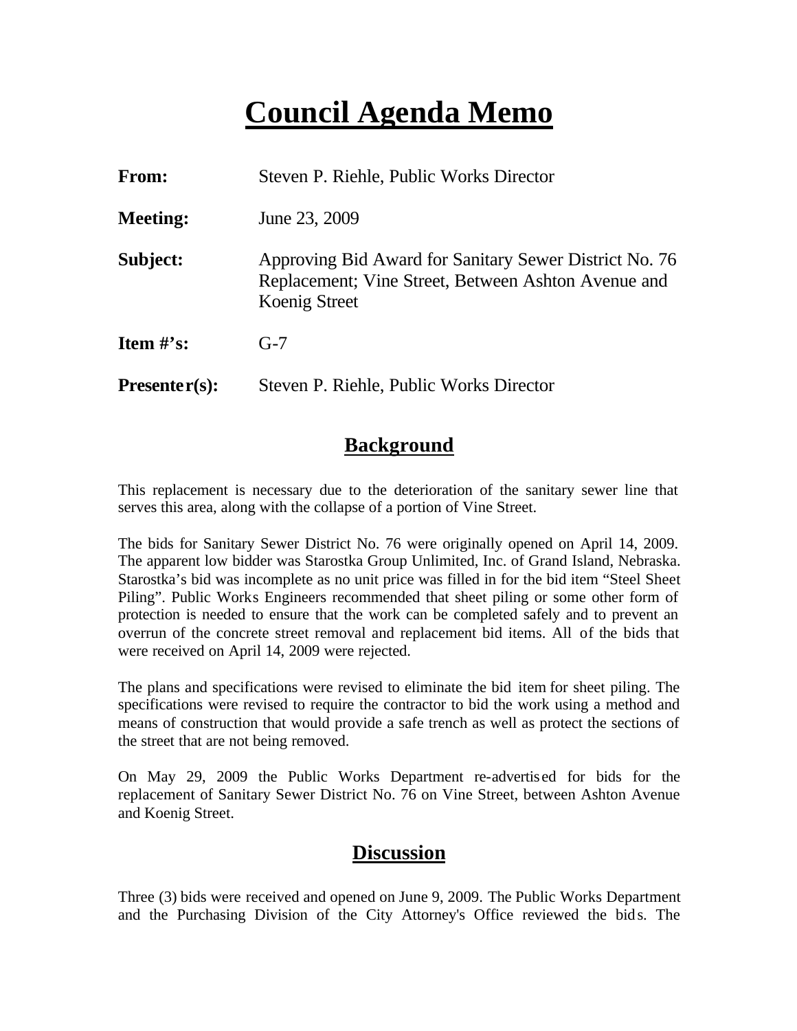# Council Agenda Memo

**From:** Steven P. Riehle, Public Works Director

**Meeting:** June 23, 2009

**Subject:** Approving Bid Award for Sanitary Sewer District No. 76 Replacement; Vine Street, Between Ashton Avenue and Koenig Street

**Item #'s:** G-7

**Presenter(s):** Steven P. Riehle, Public Works Director

## Background

This replacement is necessary due to the deterioration of the sanitary sewer line that serves this area, along with the collapse of a portion of Vine Street.

The bids for Sanitary Sewer District No. 76 were originally opened on April 14, 2009. The apparent low bidder was Starostka Group Unlimited, Inc. of Grand Island, Nebraska. Starostka's bid was incomplete as no unit price was filled in for the bid item "Steel Sheet Piling". Public Works Engineers recommended that sheet piling or some other form of protection is needed to ensure that the work can be completed safely and to prevent an overrun of the concrete street removal and replacement bid items. All of the bids that were received on April 14, 2009 were rejected.

The plans and specifications were revised to eliminate the bid item for sheet piling. The specifications were revised to require the contractor to bid the work using a method and means of construction that would provide a safe trench as well as protect the sections of the street that are not being removed.

On May 29, 2009 the Public Works Department re-advertised for bids for the replacement of Sanitary Sewer District No. 76 on Vine Street, between Ashton Avenue and Koenig Street.

## Discussion

Three (3) bids were received and opened on June 9, 2009. The Public Works Department and the Purchasing Division of the City Attorney's Office reviewed the bids. The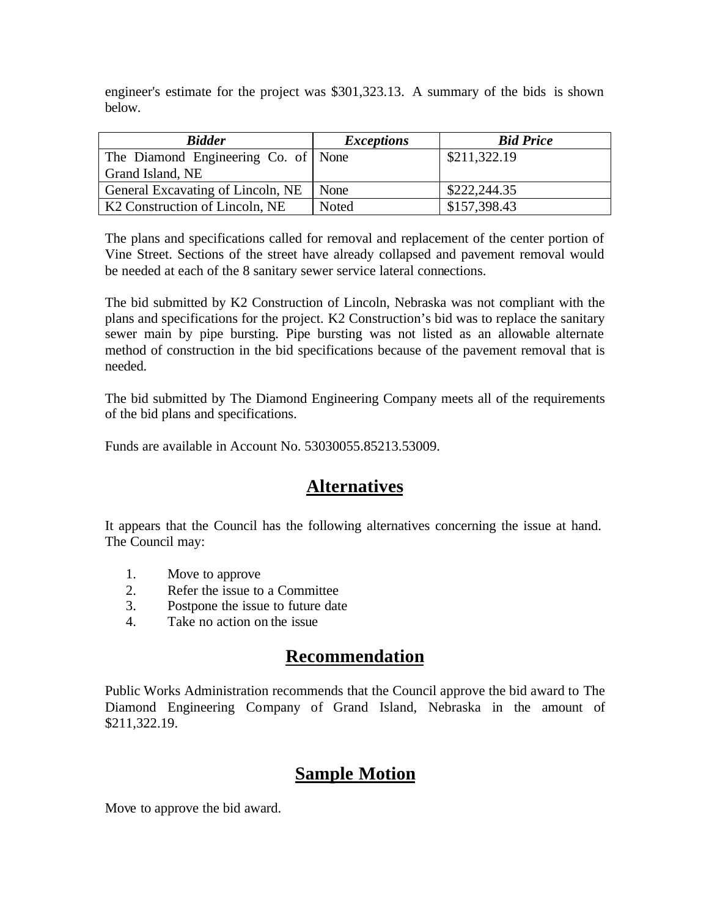engineer's estimate for the project was $301,323.13. A summary of the bids is shown below.

| ***Bidder*** | ***Exceptions*** | ***Bid Price*** |
|---|---|---|
| The Diamond Engineering Co. of Grand Island, NE | None | $211,322.19 |
| General Excavating of Lincoln, NE | None | $222,244.35 |
| K2 Construction of Lincoln, NE | Noted | $157,398.43 |

The plans and specifications called for removal and replacement of the center portion of Vine Street. Sections of the street have already collapsed and pavement removal would be needed at each of the 8 sanitary sewer service lateral connections.

The bid submitted by K2 Construction of Lincoln, Nebraska was not compliant with the plans and specifications for the project. K2 Construction's bid was to replace the sanitary sewer main by pipe bursting. Pipe bursting was not listed as an allowable alternate method of construction in the bid specifications because of the pavement removal that is needed.

The bid submitted by The Diamond Engineering Company meets all of the requirements of the bid plans and specifications.

Funds are available in Account No. 53030055.85213.53009.

## Alternatives

It appears that the Council has the following alternatives concerning the issue at hand. The Council may:

1. Move to approve
2. Refer the issue to a Committee
3. Postpone the issue to future date
4. Take no action on the issue

## Recommendation

Public Works Administration recommends that the Council approve the bid award to The Diamond Engineering Company of Grand Island, Nebraska in the amount of $211,322.19.

## Sample Motion

Move to approve the bid award.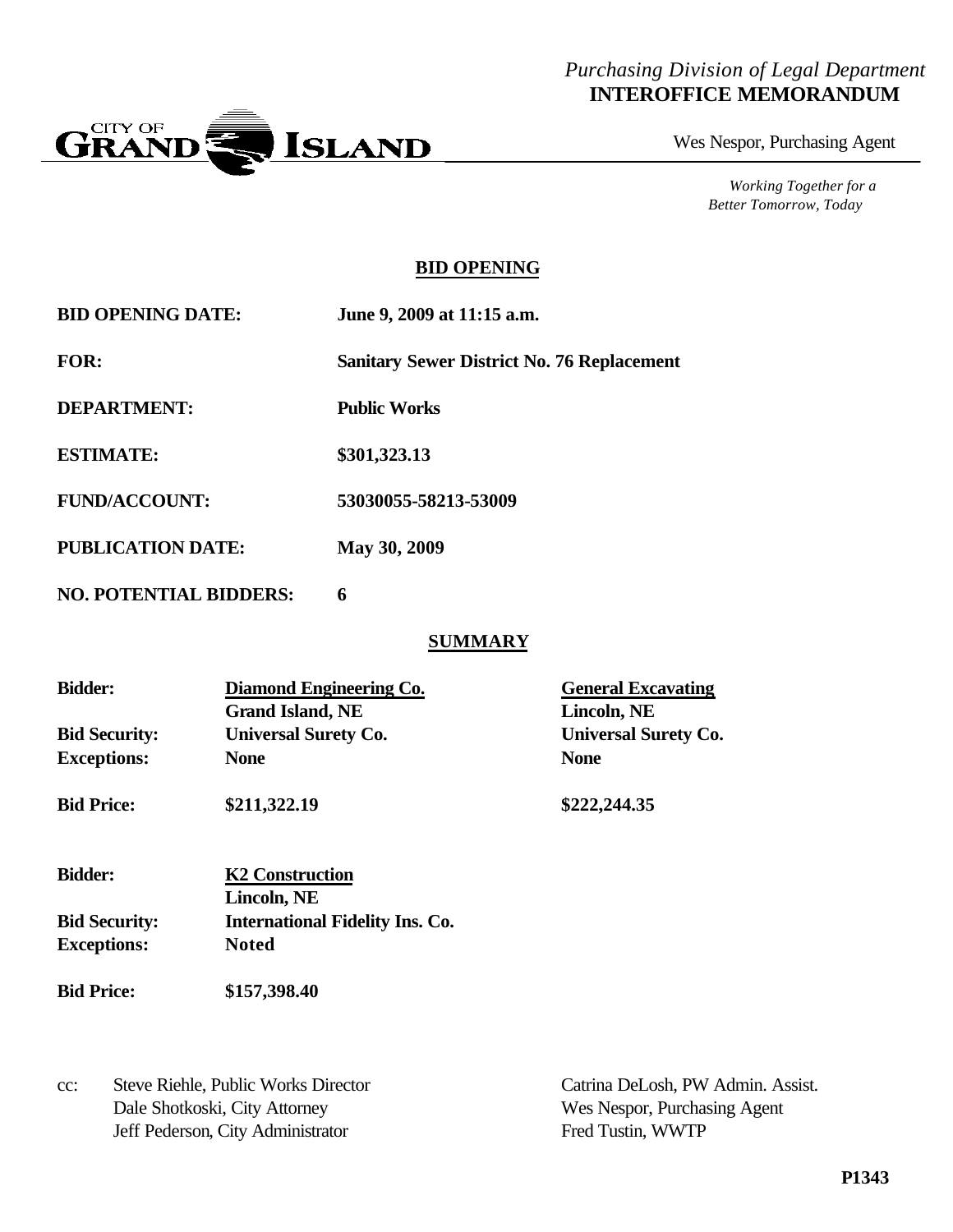*Purchasing Division of Legal Department*
**INTEROFFICE MEMORANDUM**

CITY OF GRAND ISLAND

Wes Nespor, Purchasing Agent

*Working Together for a Better Tomorrow, Today*

## BID OPENING

**BID OPENING DATE:** June 9, 2009 at 11:15 a.m.

**FOR:** Sanitary Sewer District No. 76 Replacement

**DEPARTMENT:** Public Works

**ESTIMATE:** $301,323.13

**FUND/ACCOUNT:** 53030055-58213-53009

**PUBLICATION DATE:** May 30, 2009

**NO. POTENTIAL BIDDERS:** 6

## SUMMARY

| | | |
|---|---|---|
| **Bidder:** | **Diamond Engineering Co.** Grand Island, NE | **General Excavating** Lincoln, NE |
| **Bid Security:** | **Universal Surety Co.** | **Universal Surety Co.** |
| **Exceptions:** | **None** | **None** |
| **Bid Price:** | **$211,322.19** | **$222,244.35** |

| | |
|---|---|
| **Bidder:** | **K2 Construction** Lincoln, NE |
| **Bid Security:** | **International Fidelity Ins. Co.** |
| **Exceptions:** | **Noted** |
| **Bid Price:** | **$157,398.40** |

cc: Steve Riehle, Public Works Director
Dale Shotkoski, City Attorney
Jeff Pederson, City Administrator
Catrina DeLosh, PW Admin. Assist.
Wes Nespor, Purchasing Agent
Fred Tustin, WWTP

**P1343**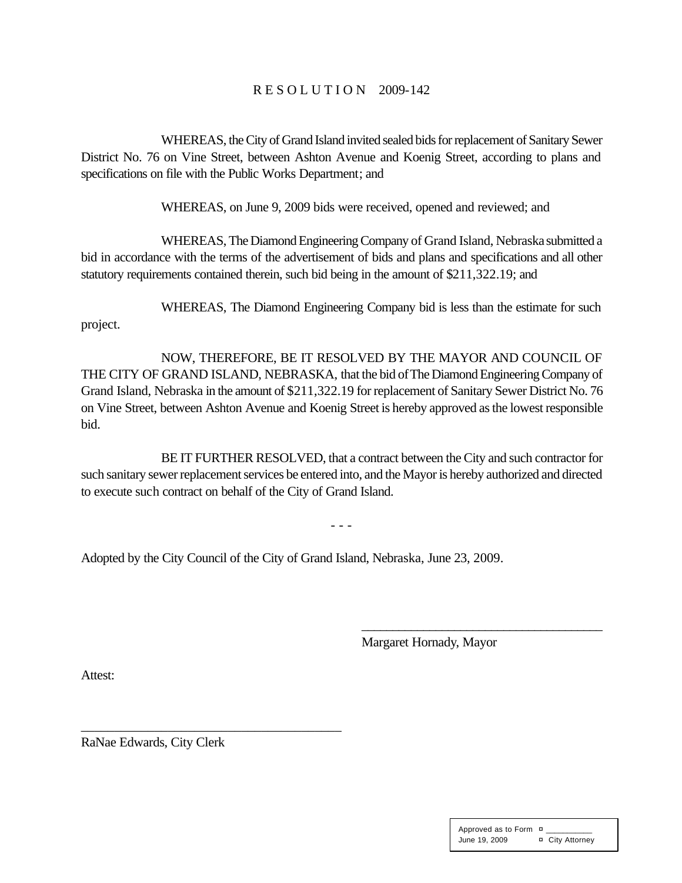# R E S O L U T I O N 2009-142

WHEREAS, the City of Grand Island invited sealed bids for replacement of Sanitary Sewer District No. 76 on Vine Street, between Ashton Avenue and Koenig Street, according to plans and specifications on file with the Public Works Department; and

WHEREAS, on June 9, 2009 bids were received, opened and reviewed; and

WHEREAS, The Diamond Engineering Company of Grand Island, Nebraska submitted a bid in accordance with the terms of the advertisement of bids and plans and specifications and all other statutory requirements contained therein, such bid being in the amount of $211,322.19; and

WHEREAS, The Diamond Engineering Company bid is less than the estimate for such project.

NOW, THEREFORE, BE IT RESOLVED BY THE MAYOR AND COUNCIL OF THE CITY OF GRAND ISLAND, NEBRASKA, that the bid of The Diamond Engineering Company of Grand Island, Nebraska in the amount of $211,322.19 for replacement of Sanitary Sewer District No. 76 on Vine Street, between Ashton Avenue and Koenig Street is hereby approved as the lowest responsible bid.

BE IT FURTHER RESOLVED, that a contract between the City and such contractor for such sanitary sewer replacement services be entered into, and the Mayor is hereby authorized and directed to execute such contract on behalf of the City of Grand Island.

- - -

Adopted by the City Council of the City of Grand Island, Nebraska, June 23, 2009.

_____________________________________
Margaret Hornady, Mayor

Attest:

_____________________________________
RaNae Edwards, City Clerk

| | |
|---|---|
| Approved as to Form ¤ | ___________ |
| June 19, 2009 | ¤ City Attorney |